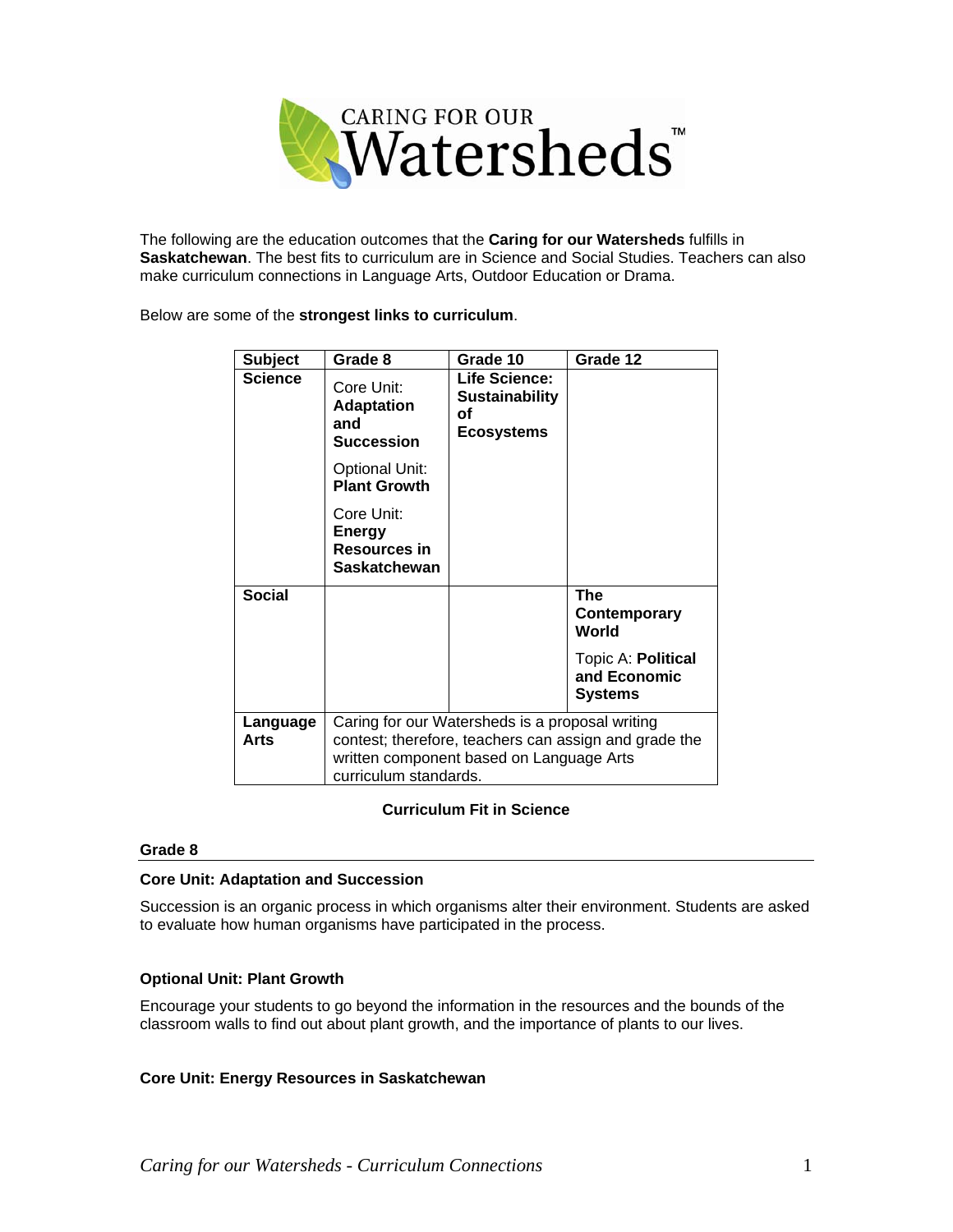The following are the education outcomes that the **Caring for our Watersheds** fulfills in **Saskatchewan**. The best fits to curriculum are in Science and Social Studies. Teachers can also make curriculum connections in Language Arts, Outdoor Education or Drama.

Below are some of the **strongest links to curriculum**.

| Subject | Grade 8 | Grade 10 | Grade 12 |
|---|---|---|---|
| **Science** | Core Unit: **Adaptation and Succession**<br><br>Optional Unit: **Plant Growth**<br><br>Core Unit: **Energy Resources in Saskatchewan** | **Life Science: Sustainability of Ecosystems** | |
| **Social** | | | **The Contemporary World**<br><br>Topic A: **Political and Economic Systems** |
| **Language Arts** | Caring for our Watersheds is a proposal writing contest; therefore, teachers can assign and grade the written component based on Language Arts curriculum standards. | | |

**Curriculum Fit in Science**

## Grade 8

### Core Unit: Adaptation and Succession

Succession is an organic process in which organisms alter their environment. Students are asked to evaluate how human organisms have participated in the process.

### Optional Unit: Plant Growth

Encourage your students to go beyond the information in the resources and the bounds of the classroom walls to find out about plant growth, and the importance of plants to our lives.

### Core Unit: Energy Resources in Saskatchewan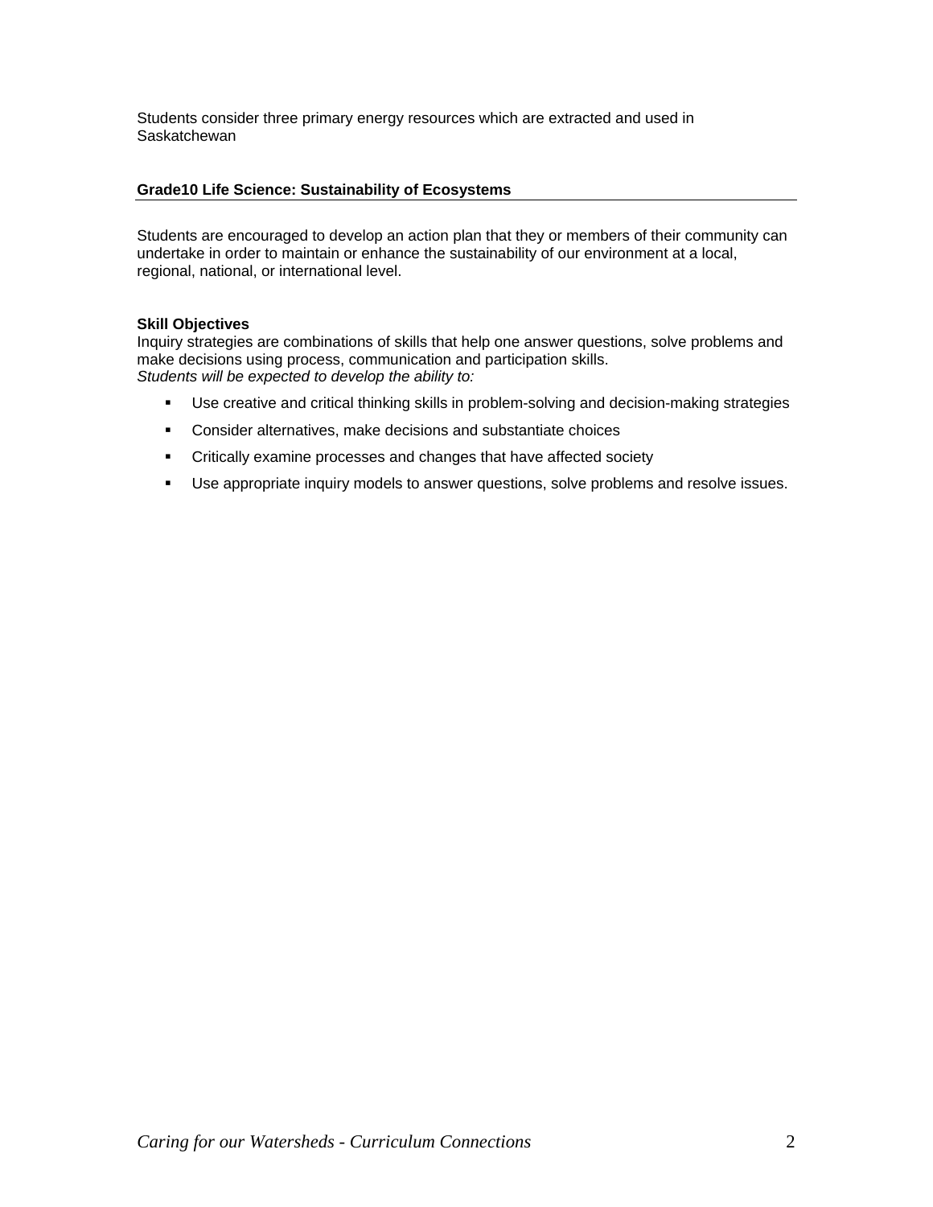Students consider three primary energy resources which are extracted and used in Saskatchewan

**Grade10 Life Science: Sustainability of Ecosystems**

Students are encouraged to develop an action plan that they or members of their community can undertake in order to maintain or enhance the sustainability of our environment at a local, regional, national, or international level.

**Skill Objectives**
Inquiry strategies are combinations of skills that help one answer questions, solve problems and make decisions using process, communication and participation skills.
*Students will be expected to develop the ability to:*

- Use creative and critical thinking skills in problem-solving and decision-making strategies
- Consider alternatives, make decisions and substantiate choices
- Critically examine processes and changes that have affected society
- Use appropriate inquiry models to answer questions, solve problems and resolve issues.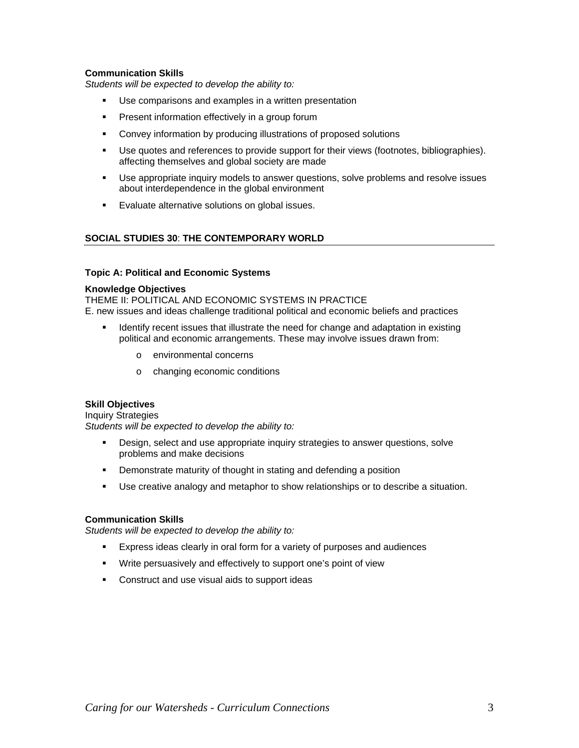**Communication Skills**
*Students will be expected to develop the ability to:*

- Use comparisons and examples in a written presentation
- Present information effectively in a group forum
- Convey information by producing illustrations of proposed solutions
- Use quotes and references to provide support for their views (footnotes, bibliographies). affecting themselves and global society are made
- Use appropriate inquiry models to answer questions, solve problems and resolve issues about interdependence in the global environment
- Evaluate alternative solutions on global issues.

## SOCIAL STUDIES 30: THE CONTEMPORARY WORLD

### Topic A: Political and Economic Systems

**Knowledge Objectives**
THEME II: POLITICAL AND ECONOMIC SYSTEMS IN PRACTICE
E. new issues and ideas challenge traditional political and economic beliefs and practices

- Identify recent issues that illustrate the need for change and adaptation in existing political and economic arrangements. These may involve issues drawn from:
  - environmental concerns
  - changing economic conditions

**Skill Objectives**
Inquiry Strategies
*Students will be expected to develop the ability to:*

- Design, select and use appropriate inquiry strategies to answer questions, solve problems and make decisions
- Demonstrate maturity of thought in stating and defending a position
- Use creative analogy and metaphor to show relationships or to describe a situation.

**Communication Skills**
*Students will be expected to develop the ability to:*

- Express ideas clearly in oral form for a variety of purposes and audiences
- Write persuasively and effectively to support one's point of view
- Construct and use visual aids to support ideas